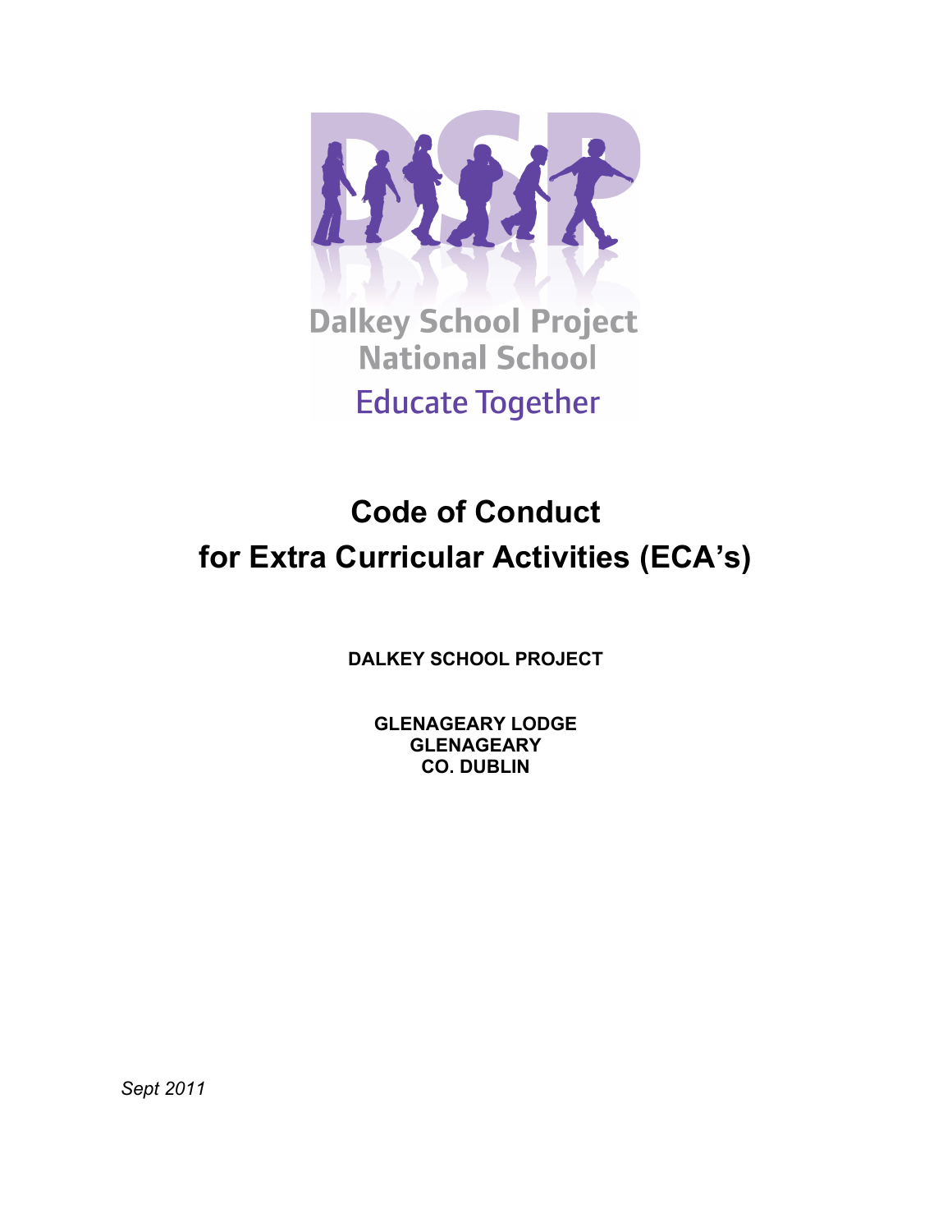Dalkey School Project
National School

Educate Together

# Code of Conduct
# for Extra Curricular Activities (ECA's)

**DALKEY SCHOOL PROJECT**

**GLENAGEARY LODGE**
**GLENAGEARY**
**CO. DUBLIN**

*Sept 2011*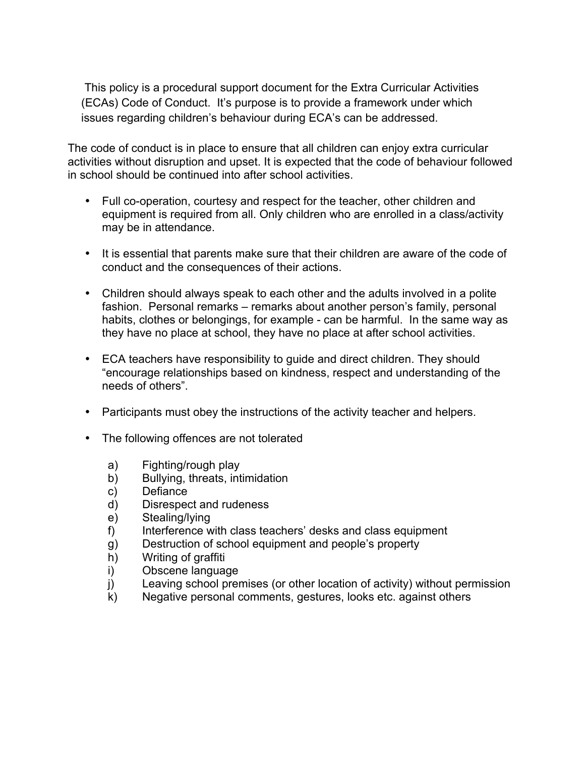This policy is a procedural support document for the Extra Curricular Activities (ECAs) Code of Conduct. It's purpose is to provide a framework under which issues regarding children's behaviour during ECA's can be addressed.

The code of conduct is in place to ensure that all children can enjoy extra curricular activities without disruption and upset. It is expected that the code of behaviour followed in school should be continued into after school activities.

- Full co-operation, courtesy and respect for the teacher, other children and equipment is required from all. Only children who are enrolled in a class/activity may be in attendance.
- It is essential that parents make sure that their children are aware of the code of conduct and the consequences of their actions.
- Children should always speak to each other and the adults involved in a polite fashion. Personal remarks – remarks about another person's family, personal habits, clothes or belongings, for example - can be harmful. In the same way as they have no place at school, they have no place at after school activities.
- ECA teachers have responsibility to guide and direct children. They should "encourage relationships based on kindness, respect and understanding of the needs of others".
- Participants must obey the instructions of the activity teacher and helpers.
- The following offences are not tolerated

  a) Fighting/rough play
  b) Bullying, threats, intimidation
  c) Defiance
  d) Disrespect and rudeness
  e) Stealing/lying
  f) Interference with class teachers' desks and class equipment
  g) Destruction of school equipment and people's property
  h) Writing of graffiti
  i) Obscene language
  j) Leaving school premises (or other location of activity) without permission
  k) Negative personal comments, gestures, looks etc. against others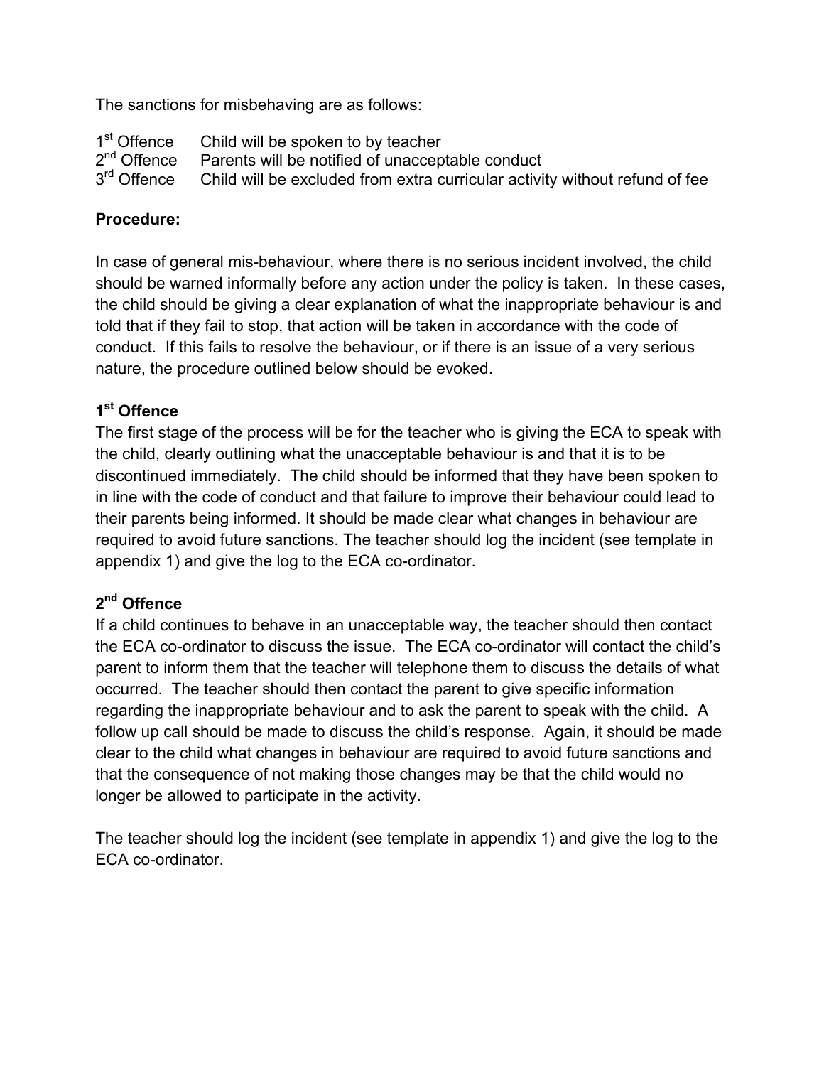The sanctions for misbehaving are as follows:

| | |
|---|---|
| 1st Offence | Child will be spoken to by teacher |
| 2nd Offence | Parents will be notified of unacceptable conduct |
| 3rd Offence | Child will be excluded from extra curricular activity without refund of fee |

**Procedure:**

In case of general mis-behaviour, where there is no serious incident involved, the child should be warned informally before any action under the policy is taken. In these cases, the child should be giving a clear explanation of what the inappropriate behaviour is and told that if they fail to stop, that action will be taken in accordance with the code of conduct. If this fails to resolve the behaviour, or if there is an issue of a very serious nature, the procedure outlined below should be evoked.

**1st Offence**

The first stage of the process will be for the teacher who is giving the ECA to speak with the child, clearly outlining what the unacceptable behaviour is and that it is to be discontinued immediately. The child should be informed that they have been spoken to in line with the code of conduct and that failure to improve their behaviour could lead to their parents being informed. It should be made clear what changes in behaviour are required to avoid future sanctions. The teacher should log the incident (see template in appendix 1) and give the log to the ECA co-ordinator.

**2nd Offence**

If a child continues to behave in an unacceptable way, the teacher should then contact the ECA co-ordinator to discuss the issue. The ECA co-ordinator will contact the child's parent to inform them that the teacher will telephone them to discuss the details of what occurred. The teacher should then contact the parent to give specific information regarding the inappropriate behaviour and to ask the parent to speak with the child. A follow up call should be made to discuss the child's response. Again, it should be made clear to the child what changes in behaviour are required to avoid future sanctions and that the consequence of not making those changes may be that the child would no longer be allowed to participate in the activity.

The teacher should log the incident (see template in appendix 1) and give the log to the ECA co-ordinator.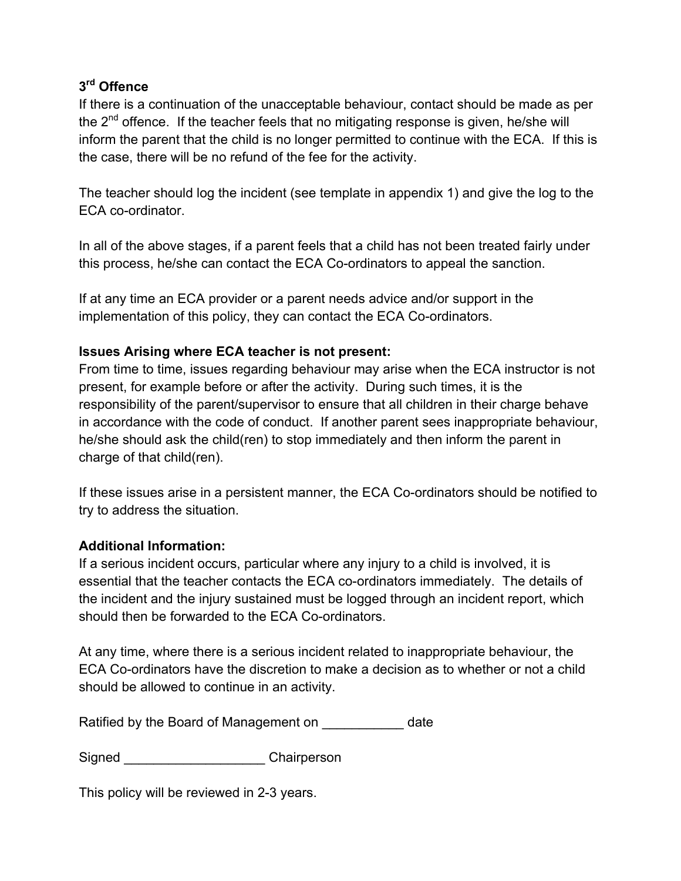**3rd Offence**

If there is a continuation of the unacceptable behaviour, contact should be made as per the 2nd offence. If the teacher feels that no mitigating response is given, he/she will inform the parent that the child is no longer permitted to continue with the ECA. If this is the case, there will be no refund of the fee for the activity.

The teacher should log the incident (see template in appendix 1) and give the log to the ECA co-ordinator.

In all of the above stages, if a parent feels that a child has not been treated fairly under this process, he/she can contact the ECA Co-ordinators to appeal the sanction.

If at any time an ECA provider or a parent needs advice and/or support in the implementation of this policy, they can contact the ECA Co-ordinators.

**Issues Arising where ECA teacher is not present:**

From time to time, issues regarding behaviour may arise when the ECA instructor is not present, for example before or after the activity. During such times, it is the responsibility of the parent/supervisor to ensure that all children in their charge behave in accordance with the code of conduct. If another parent sees inappropriate behaviour, he/she should ask the child(ren) to stop immediately and then inform the parent in charge of that child(ren).

If these issues arise in a persistent manner, the ECA Co-ordinators should be notified to try to address the situation.

**Additional Information:**

If a serious incident occurs, particular where any injury to a child is involved, it is essential that the teacher contacts the ECA co-ordinators immediately. The details of the incident and the injury sustained must be logged through an incident report, which should then be forwarded to the ECA Co-ordinators.

At any time, where there is a serious incident related to inappropriate behaviour, the ECA Co-ordinators have the discretion to make a decision as to whether or not a child should be allowed to continue in an activity.

Ratified by the Board of Management on ___________ date

Signed ___________________ Chairperson

This policy will be reviewed in 2-3 years.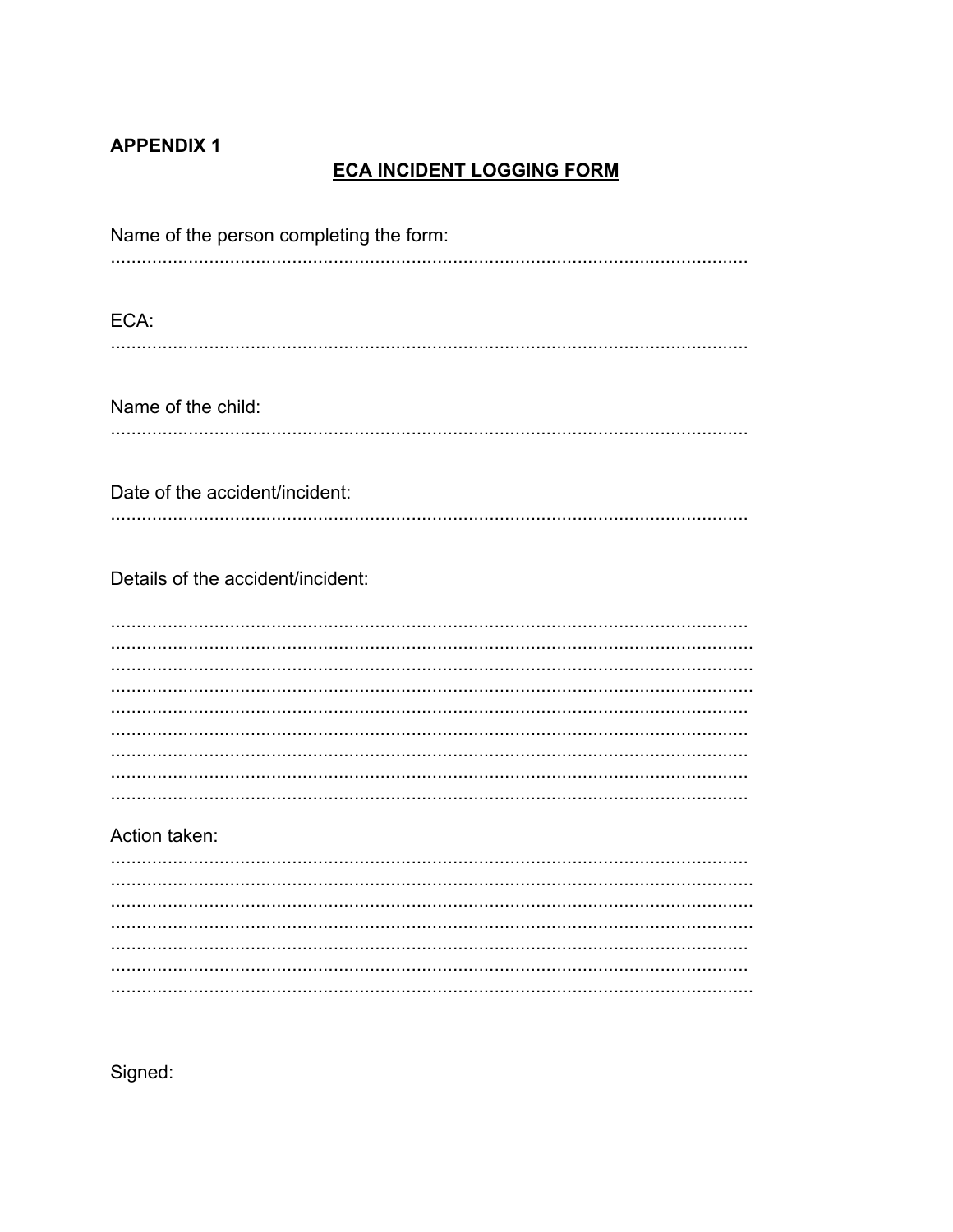**APPENDIX 1**

# ECA INCIDENT LOGGING FORM

Name of the person completing the form:

..........................................................................................................................

ECA:

..........................................................................................................................

Name of the child:

..........................................................................................................................

Date of the accident/incident:

..........................................................................................................................

Details of the accident/incident:

..........................................................................................................................
..........................................................................................................................
..........................................................................................................................
..........................................................................................................................
..........................................................................................................................
..........................................................................................................................
..........................................................................................................................
..........................................................................................................................
..........................................................................................................................

Action taken:

..........................................................................................................................
..........................................................................................................................
..........................................................................................................................
..........................................................................................................................
..........................................................................................................................
..........................................................................................................................
..........................................................................................................................

Signed: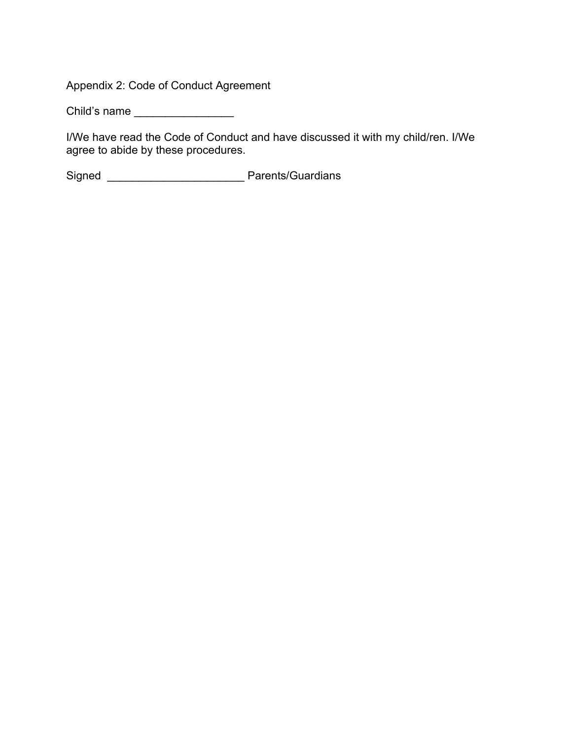Appendix 2: Code of Conduct Agreement

Child's name ________________

I/We have read the Code of Conduct and have discussed it with my child/ren. I/We agree to abide by these procedures.

Signed ______________________ Parents/Guardians